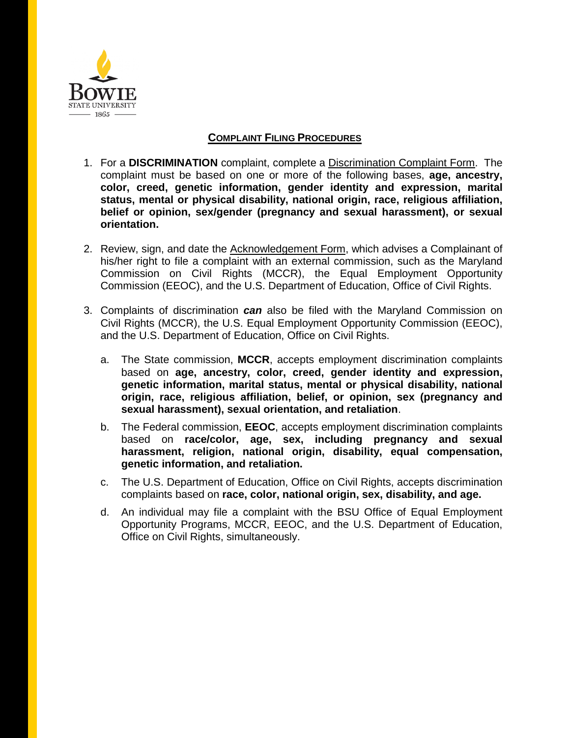Bowie State University 1865

## COMPLAINT FILING PROCEDURES

1. For a **DISCRIMINATION** complaint, complete a Discrimination Complaint Form. The complaint must be based on one or more of the following bases, **age, ancestry, color, creed, genetic information, gender identity and expression, marital status, mental or physical disability, national origin, race, religious affiliation, belief or opinion, sex/gender (pregnancy and sexual harassment), or sexual orientation.**

2. Review, sign, and date the Acknowledgement Form, which advises a Complainant of his/her right to file a complaint with an external commission, such as the Maryland Commission on Civil Rights (MCCR), the Equal Employment Opportunity Commission (EEOC), and the U.S. Department of Education, Office of Civil Rights.

3. Complaints of discrimination ***can*** also be filed with the Maryland Commission on Civil Rights (MCCR), the U.S. Equal Employment Opportunity Commission (EEOC), and the U.S. Department of Education, Office on Civil Rights.

   a. The State commission, **MCCR**, accepts employment discrimination complaints based on **age, ancestry, color, creed, gender identity and expression, genetic information, marital status, mental or physical disability, national origin, race, religious affiliation, belief, or opinion, sex (pregnancy and sexual harassment), sexual orientation, and retaliation**.

   b. The Federal commission, **EEOC**, accepts employment discrimination complaints based on **race/color, age, sex, including pregnancy and sexual harassment, religion, national origin, disability, equal compensation, genetic information, and retaliation.**

   c. The U.S. Department of Education, Office on Civil Rights, accepts discrimination complaints based on **race, color, national origin, sex, disability, and age.**

   d. An individual may file a complaint with the BSU Office of Equal Employment Opportunity Programs, MCCR, EEOC, and the U.S. Department of Education, Office on Civil Rights, simultaneously.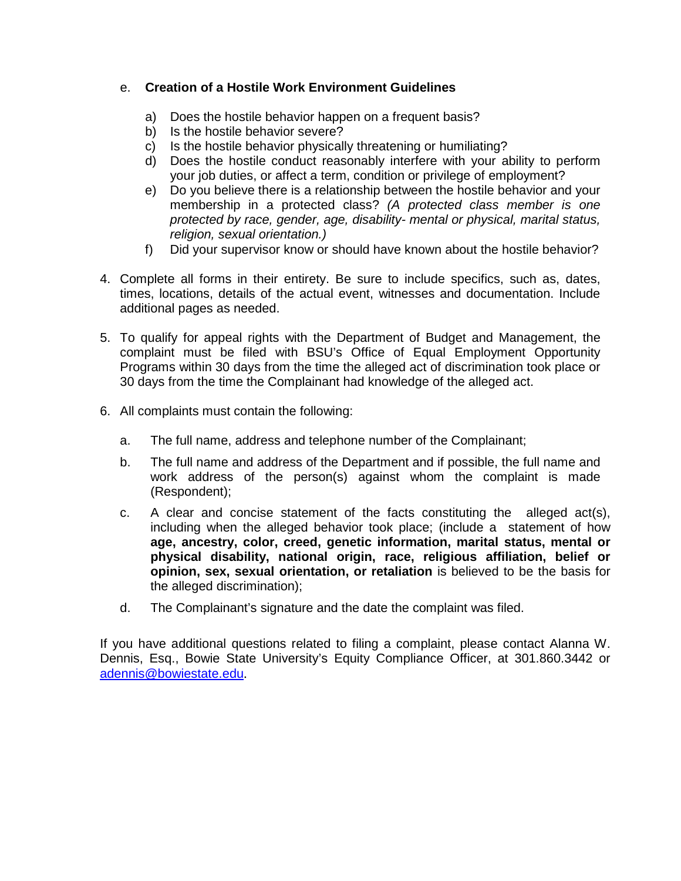e. **Creation of a Hostile Work Environment Guidelines**

   a) Does the hostile behavior happen on a frequent basis?
   b) Is the hostile behavior severe?
   c) Is the hostile behavior physically threatening or humiliating?
   d) Does the hostile conduct reasonably interfere with your ability to perform your job duties, or affect a term, condition or privilege of employment?
   e) Do you believe there is a relationship between the hostile behavior and your membership in a protected class? *(A protected class member is one protected by race, gender, age, disability- mental or physical, marital status, religion, sexual orientation.)*
   f) Did your supervisor know or should have known about the hostile behavior?

4. Complete all forms in their entirety. Be sure to include specifics, such as, dates, times, locations, details of the actual event, witnesses and documentation. Include additional pages as needed.

5. To qualify for appeal rights with the Department of Budget and Management, the complaint must be filed with BSU's Office of Equal Employment Opportunity Programs within 30 days from the time the alleged act of discrimination took place or 30 days from the time the Complainant had knowledge of the alleged act.

6. All complaints must contain the following:

   a. The full name, address and telephone number of the Complainant;

   b. The full name and address of the Department and if possible, the full name and work address of the person(s) against whom the complaint is made (Respondent);

   c. A clear and concise statement of the facts constituting the alleged act(s), including when the alleged behavior took place; (include a statement of how **age, ancestry, color, creed, genetic information, marital status, mental or physical disability, national origin, race, religious affiliation, belief or opinion, sex, sexual orientation, or retaliation** is believed to be the basis for the alleged discrimination);

   d. The Complainant's signature and the date the complaint was filed.

If you have additional questions related to filing a complaint, please contact Alanna W. Dennis, Esq., Bowie State University's Equity Compliance Officer, at 301.860.3442 or adennis@bowiestate.edu.